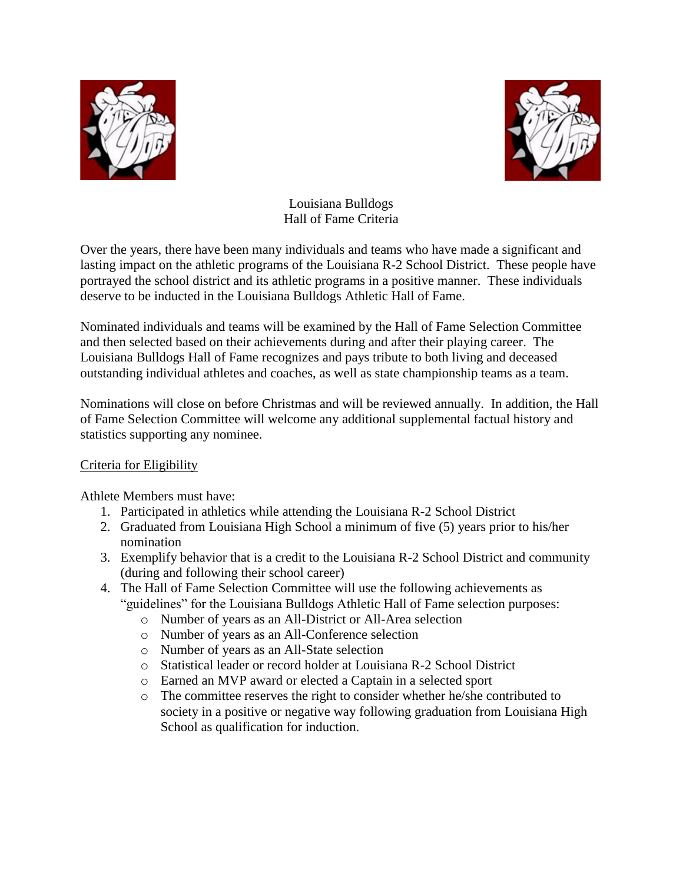# Louisiana Bulldogs
## Hall of Fame Criteria

Over the years, there have been many individuals and teams who have made a significant and lasting impact on the athletic programs of the Louisiana R-2 School District. These people have portrayed the school district and its athletic programs in a positive manner. These individuals deserve to be inducted in the Louisiana Bulldogs Athletic Hall of Fame.

Nominated individuals and teams will be examined by the Hall of Fame Selection Committee and then selected based on their achievements during and after their playing career. The Louisiana Bulldogs Hall of Fame recognizes and pays tribute to both living and deceased outstanding individual athletes and coaches, as well as state championship teams as a team.

Nominations will close on before Christmas and will be reviewed annually. In addition, the Hall of Fame Selection Committee will welcome any additional supplemental factual history and statistics supporting any nominee.

### Criteria for Eligibility

Athlete Members must have:

1. Participated in athletics while attending the Louisiana R-2 School District
2. Graduated from Louisiana High School a minimum of five (5) years prior to his/her nomination
3. Exemplify behavior that is a credit to the Louisiana R-2 School District and community (during and following their school career)
4. The Hall of Fame Selection Committee will use the following achievements as "guidelines" for the Louisiana Bulldogs Athletic Hall of Fame selection purposes:
   - Number of years as an All-District or All-Area selection
   - Number of years as an All-Conference selection
   - Number of years as an All-State selection
   - Statistical leader or record holder at Louisiana R-2 School District
   - Earned an MVP award or elected a Captain in a selected sport
   - The committee reserves the right to consider whether he/she contributed to society in a positive or negative way following graduation from Louisiana High School as qualification for induction.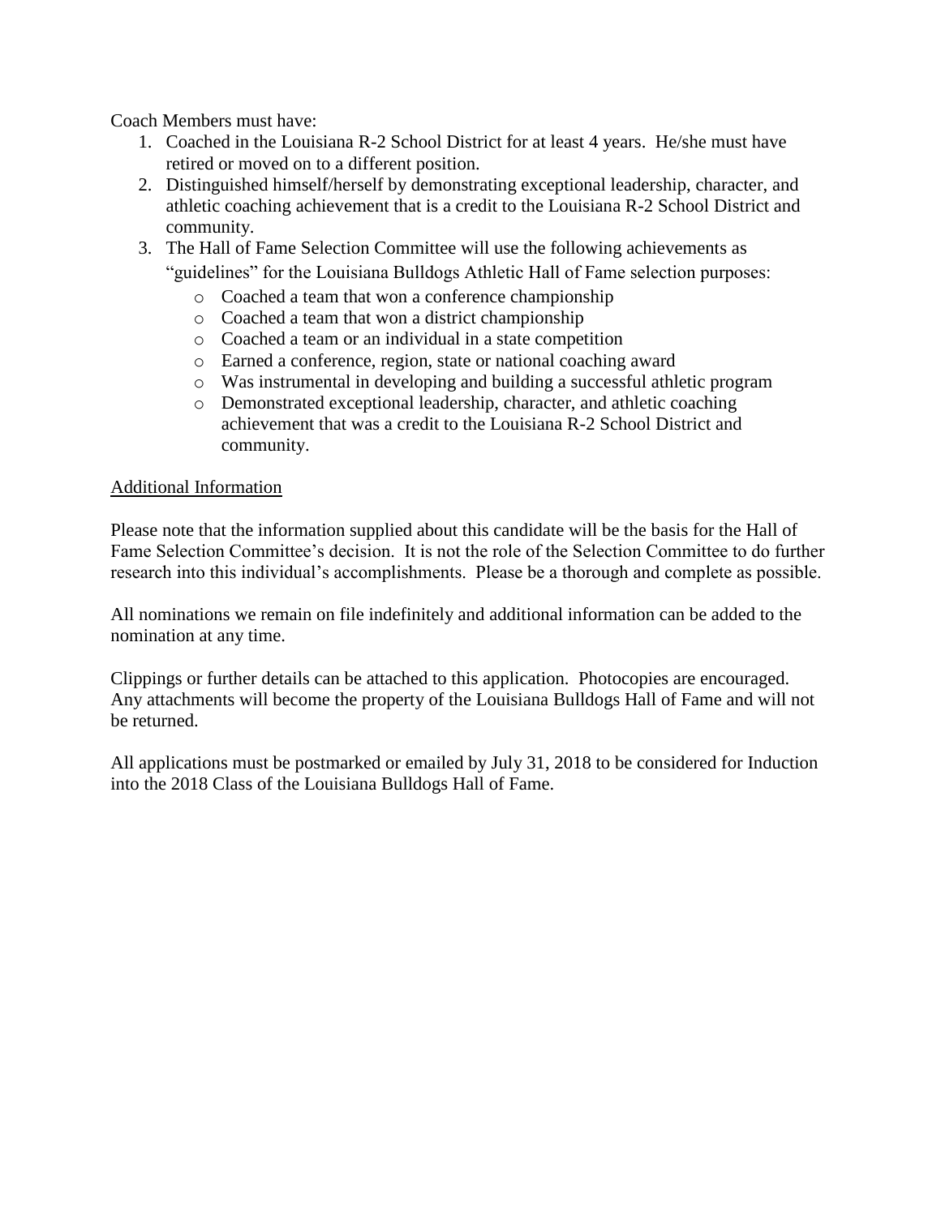Coach Members must have:

1. Coached in the Louisiana R-2 School District for at least 4 years. He/she must have retired or moved on to a different position.
2. Distinguished himself/herself by demonstrating exceptional leadership, character, and athletic coaching achievement that is a credit to the Louisiana R-2 School District and community.
3. The Hall of Fame Selection Committee will use the following achievements as "guidelines" for the Louisiana Bulldogs Athletic Hall of Fame selection purposes:
   - Coached a team that won a conference championship
   - Coached a team that won a district championship
   - Coached a team or an individual in a state competition
   - Earned a conference, region, state or national coaching award
   - Was instrumental in developing and building a successful athletic program
   - Demonstrated exceptional leadership, character, and athletic coaching achievement that was a credit to the Louisiana R-2 School District and community.

Additional Information

Please note that the information supplied about this candidate will be the basis for the Hall of Fame Selection Committee's decision. It is not the role of the Selection Committee to do further research into this individual's accomplishments. Please be a thorough and complete as possible.

All nominations we remain on file indefinitely and additional information can be added to the nomination at any time.

Clippings or further details can be attached to this application. Photocopies are encouraged. Any attachments will become the property of the Louisiana Bulldogs Hall of Fame and will not be returned.

All applications must be postmarked or emailed by July 31, 2018 to be considered for Induction into the 2018 Class of the Louisiana Bulldogs Hall of Fame.